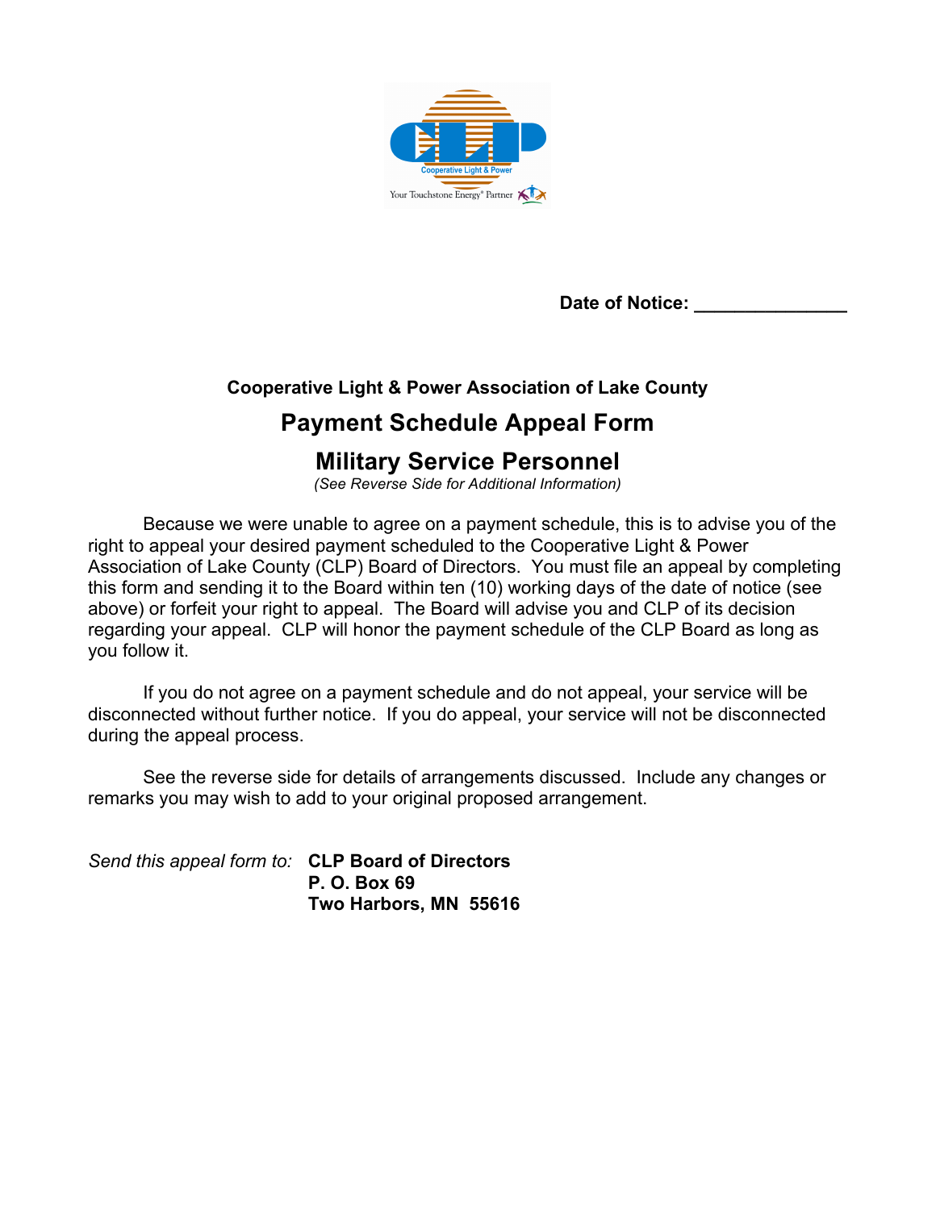**Date of Notice:** _______________

**Cooperative Light & Power Association of Lake County**

# Payment Schedule Appeal Form

# Military Service Personnel

*(See Reverse Side for Additional Information)*

Because we were unable to agree on a payment schedule, this is to advise you of the right to appeal your desired payment scheduled to the Cooperative Light & Power Association of Lake County (CLP) Board of Directors. You must file an appeal by completing this form and sending it to the Board within ten (10) working days of the date of notice (see above) or forfeit your right to appeal. The Board will advise you and CLP of its decision regarding your appeal. CLP will honor the payment schedule of the CLP Board as long as you follow it.

If you do not agree on a payment schedule and do not appeal, your service will be disconnected without further notice. If you do appeal, your service will not be disconnected during the appeal process.

See the reverse side for details of arrangements discussed. Include any changes or remarks you may wish to add to your original proposed arrangement.

*Send this appeal form to:* **CLP Board of Directors**
**P. O. Box 69**
**Two Harbors, MN 55616**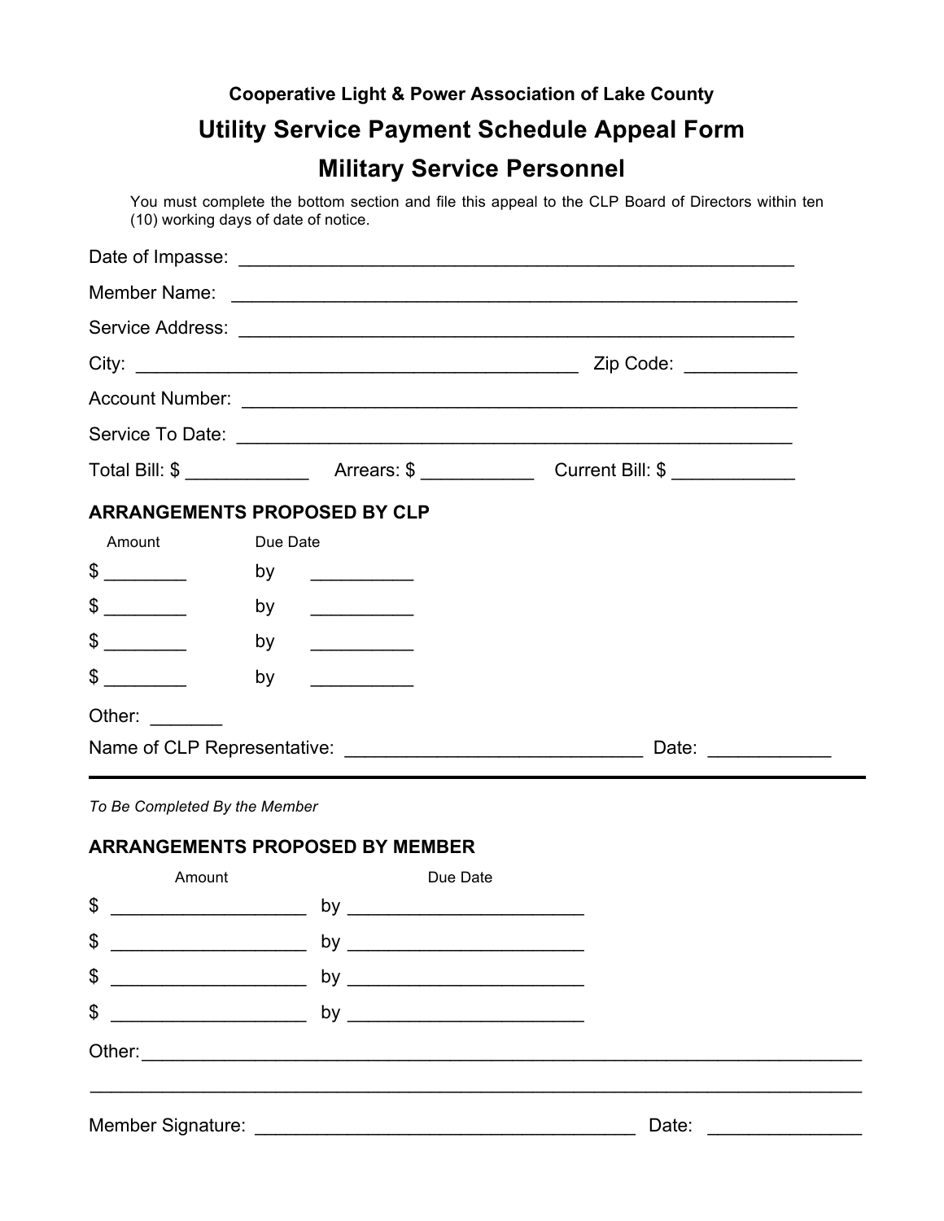**Cooperative Light & Power Association of Lake County**

# Utility Service Payment Schedule Appeal Form

## Military Service Personnel

You must complete the bottom section and file this appeal to the CLP Board of Directors within ten (10) working days of date of notice.

Date of Impasse: ______________________________________________________

Member Name: ______________________________________________________

Service Address: ______________________________________________________

City: ___________________________________________ Zip Code: ___________

Account Number: ______________________________________________________

Service To Date: ______________________________________________________

Total Bill: $ ____________ Arrears: $ ___________ Current Bill: $ ____________

**ARRANGEMENTS PROPOSED BY CLP**

| Amount | | Due Date |
|---|---|---|
| $ ________ | by | __________ |
| $ ________ | by | __________ |
| $ ________ | by | __________ |
| $ ________ | by | __________ |

Other: _______

Name of CLP Representative: _____________________________ Date: ___________

---

*To Be Completed By the Member*

**ARRANGEMENTS PROPOSED BY MEMBER**

| Amount | | Due Date |
|---|---|---|
| $ ___________________ | by | _______________________ |
| $ ___________________ | by | _______________________ |
| $ ___________________ | by | _______________________ |
| $ ___________________ | by | _______________________ |

Other:_______________________________________________________________________

_____________________________________________________________________________

Member Signature: _____________________________________ Date: _______________